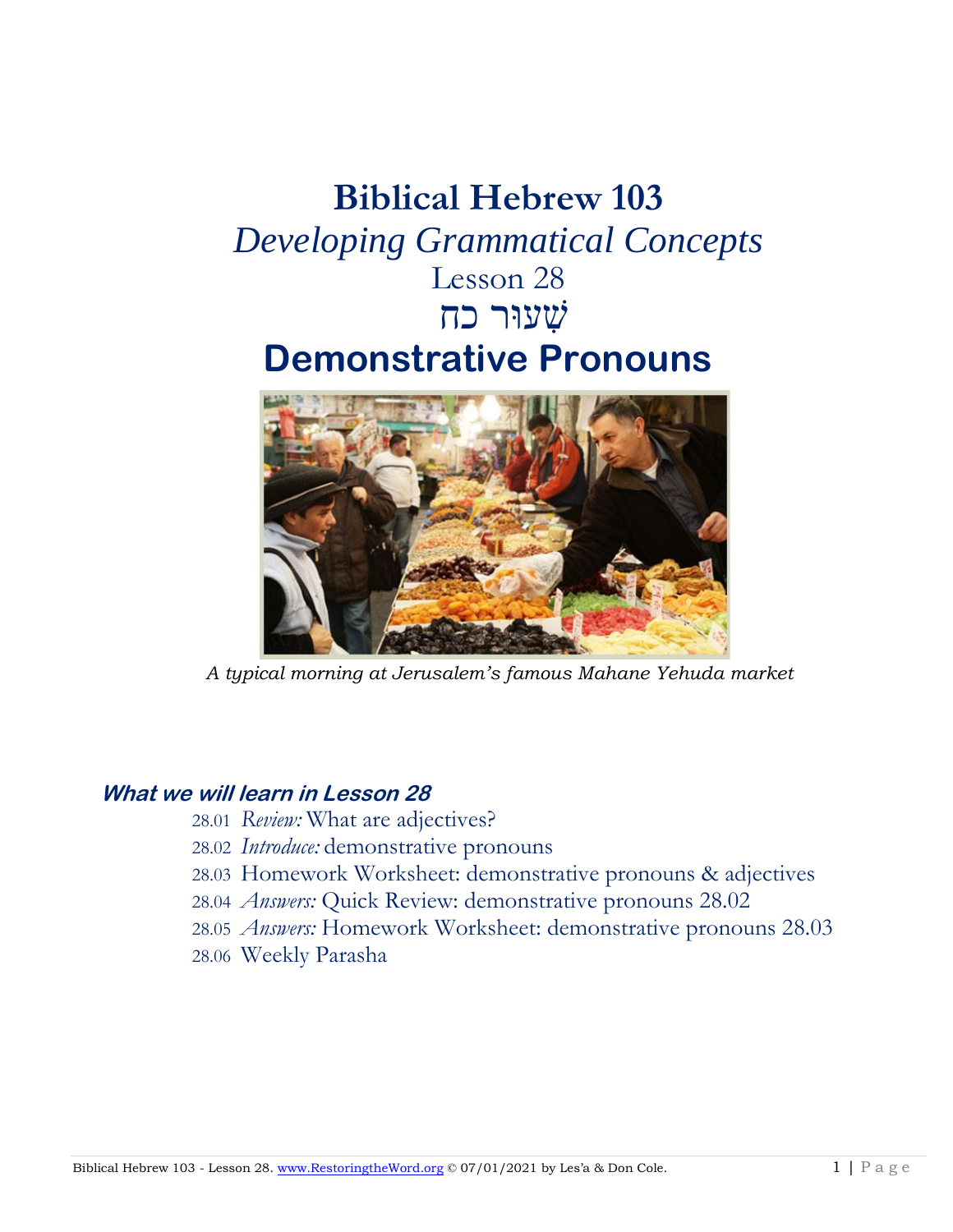# Biblical Hebrew 103

## *Developing Grammatical Concepts*

Lesson 28

שִׁעוּר כח

# Demonstrative Pronouns

*A typical morning at Jerusalem's famous Mahane Yehuda market*

### *What we will learn in Lesson 28*

28.01 *Review:* What are adjectives?
28.02 *Introduce:* demonstrative pronouns
28.03 Homework Worksheet: demonstrative pronouns & adjectives
28.04 *Answers:* Quick Review: demonstrative pronouns 28.02
28.05 *Answers:* Homework Worksheet: demonstrative pronouns 28.03
28.06 Weekly Parasha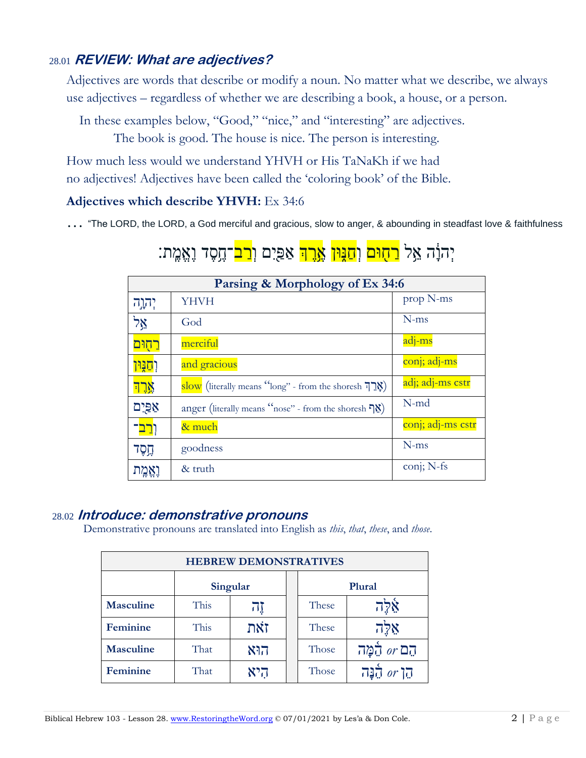### 28.01 ***REVIEW: What are adjectives?***

Adjectives are words that describe or modify a noun. No matter what we describe, we always use adjectives – regardless of whether we are describing a book, a house, or a person.

In these examples below, "Good," "nice," and "interesting" are adjectives.

The book is good. The house is nice. The person is interesting.

How much less would we understand YHVH or His TaNaKh if we had no adjectives! Adjectives have been called the 'coloring book' of the Bible.

**Adjectives which describe YHVH:** Ex 34:6

… "The LORD, the LORD, a God merciful and gracious, slow to anger, & abounding in steadfast love & faithfulness

יְהוָ֣ה אֵ֥ל רַח֖וּם וְחַנּ֑וּן אֶ֥רֶךְ אַפַּ֖יִם וְרַב־חֶ֥סֶד וֶאֱמֶֽת׃

| Parsing & Morphology of Ex 34:6 | | |
|---|---|---|
| יְהוָה | YHVH | prop N-ms |
| אֵל | God | N-ms |
| רַחוּם | merciful | adj-ms |
| וְחַנּוּן | and gracious | conj; adj-ms |
| אֶרֶךְ | slow (literally means "long" - from the shoresh אָרַךְ) | adj; adj-ms cstr |
| אַפַּיִם | anger (literally means "nose" - from the shoresh אַף) | N-md |
| וְרַב־ | & much | conj; adj-ms cstr |
| חֶסֶד | goodness | N-ms |
| וֶאֱמֶת | & truth | conj; N-fs |

### 28.02 ***Introduce: demonstrative pronouns***

Demonstrative pronouns are translated into English as *this*, *that*, *these*, and *those*.

| HEBREW DEMONSTRATIVES | | | | |
|---|---|---|---|---|
| | Singular | | Plural | |
| **Masculine** | This | זֶה | These | אֵלֶּה |
| **Feminine** | This | זֹאת | These | אֵלֶּה |
| **Masculine** | That | הוּא | Those | הֵם *or* הֵמָּה |
| **Feminine** | That | הִיא | Those | הֵן *or* הֵנָּה |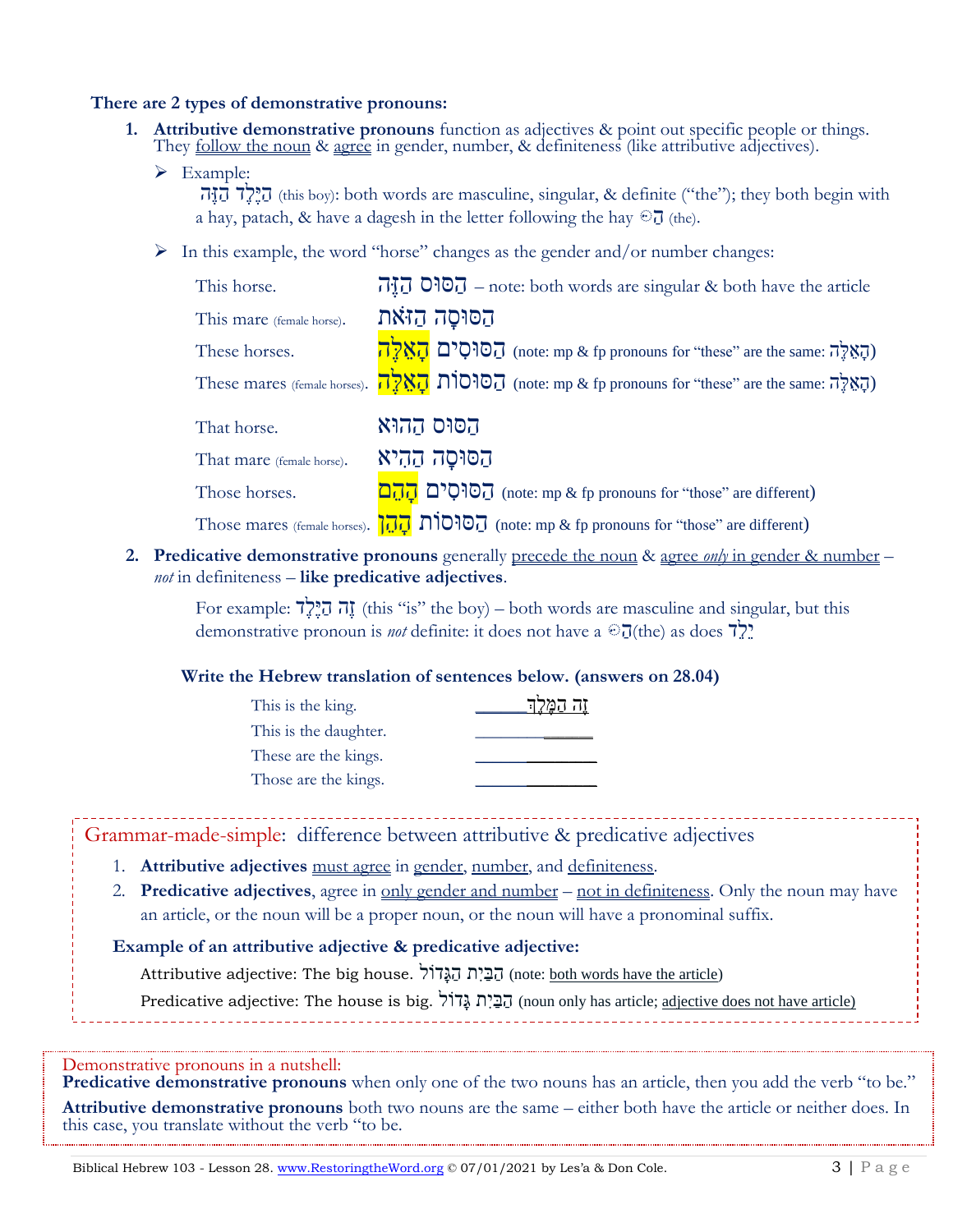**There are 2 types of demonstrative pronouns:**

1. **Attributive demonstrative pronouns** function as adjectives & point out specific people or things. They follow the noun & agree in gender, number, & definiteness (like attributive adjectives).

   - Example:
     הַיֶּ֫לֶד הַזֶּה (this boy): both words are masculine, singular, & definite ("the"); they both begin with a hay, patach, & have a dagesh in the letter following the hay הַ◌ּ (the).

   - In this example, the word "horse" changes as the gender and/or number changes:

| | |
|---|---|
| This horse. | הַסּוּס הַזֶּה – note: both words are singular & both have the article |
| This mare (female horse). | הַסּוּסָה הַזֹּאת |
| These horses. | הַסּוּסִים הָאֵלֶּה (note: mp & fp pronouns for "these" are the same: הָאֵלֶּה) |
| These mares (female horses). | הַסּוּסוֹת הָאֵלֶּה (note: mp & fp pronouns for "these" are the same: הָאֵלֶּה) |
| That horse. | הַסּוּס הַהוּא |
| That mare (female horse). | הַסּוּסָה הַהִיא |
| Those horses. | הַסּוּסִים הָהֵם (note: mp & fp pronouns for "those" are different) |
| Those mares (female horses). | הַסּוּסוֹת הָהֵן (note: mp & fp pronouns for "those" are different) |

2. **Predicative demonstrative pronouns** generally precede the noun & agree *only* in gender & number – *not* in definiteness – **like predicative adjectives**.

   For example: זֶה הַיֶּ֫לֶד (this "is" the boy) – both words are masculine and singular, but this demonstrative pronoun is *not* definite: it does not have a הַ◌ּ(the) as does יֶלֶד

**Write the Hebrew translation of sentences below. (answers on 28.04)**

| | |
|---|---|
| This is the king. | זֶה הַמֶּ֫לֶךְ |
| This is the daughter. | ________ |
| These are the kings. | ________ |
| Those are the kings. | ________ |

Grammar-made-simple: difference between attributive & predicative adjectives

1. **Attributive adjectives** must agree in gender, number, and definiteness.
2. **Predicative adjectives**, agree in only gender and number – not in definiteness. Only the noun may have an article, or the noun will be a proper noun, or the noun will have a pronominal suffix.

**Example of an attributive adjective & predicative adjective:**

Attributive adjective: The big house. הַבַּ֫יִת הַגָּדוֹל (note: both words have the article)

Predicative adjective: The house is big. הַבַּ֫יִת גָּדוֹל (noun only has article; adjective does not have article)

Demonstrative pronouns in a nutshell:
**Predicative demonstrative pronouns** when only one of the two nouns has an article, then you add the verb "to be."

**Attributive demonstrative pronouns** both two nouns are the same – either both have the article or neither does. In this case, you translate without the verb "to be.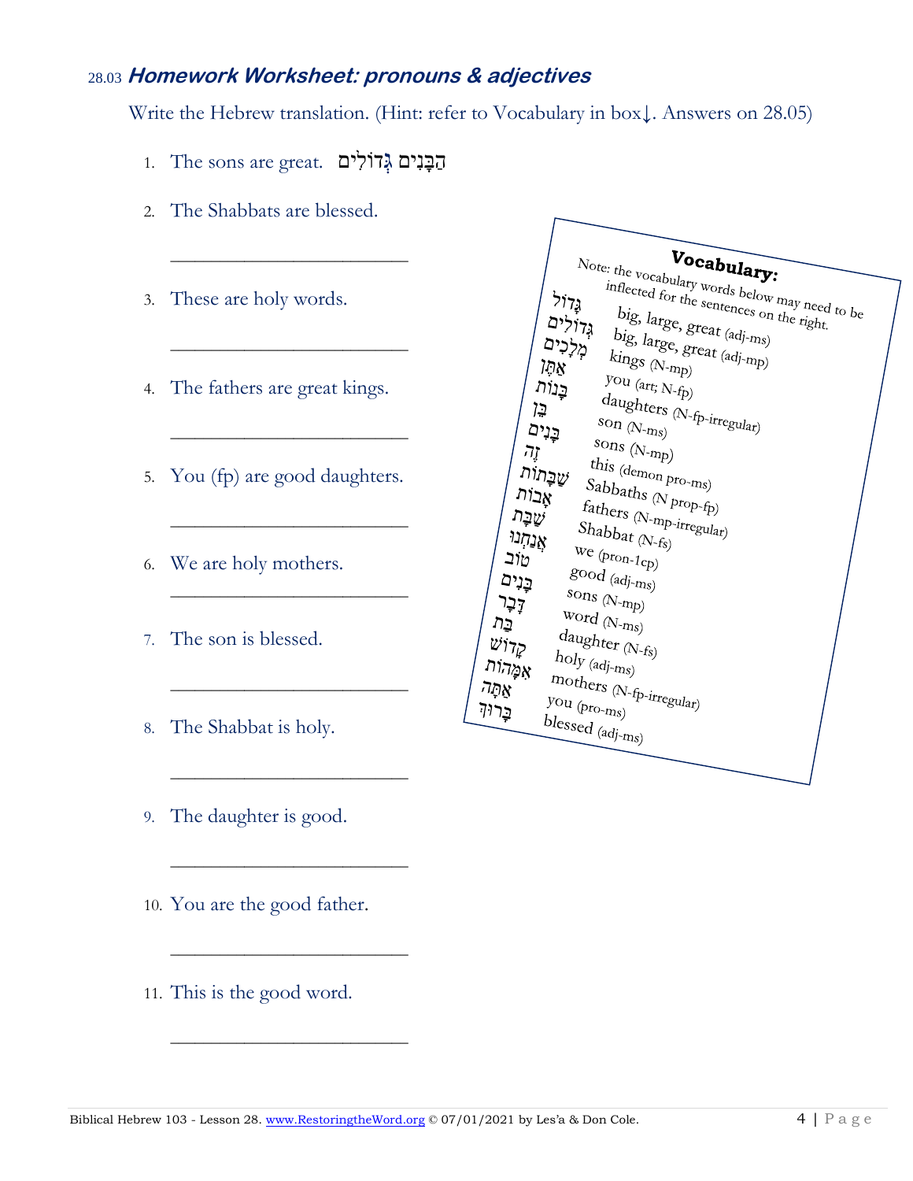## 28.03 *Homework Worksheet: pronouns & adjectives*

Write the Hebrew translation. (Hint: refer to Vocabulary in box↓. Answers on 28.05)

1. The sons are great. הַבָּנִים גְּדוֹלִים
2. The Shabbats are blessed.

   ______________________

3. These are holy words.

   ______________________

4. The fathers are great kings.

   ______________________

5. You (fp) are good daughters.

   ______________________

6. We are holy mothers.

   ______________________

7. The son is blessed.

   ______________________

8. The Shabbat is holy.

   ______________________

9. The daughter is good.

   ______________________

10. You are the good father.

    ______________________

11. This is the good word.

    ______________________

**Vocabulary:**

Note: the vocabulary words below may need to be inflected for the sentences on the right.

| Hebrew | English |
|---|---|
| גָּדוֹל | big, large, great (adj-ms) |
| גְּדוֹלִים | big, large, great (adj-mp) |
| מְלָכִים | kings (N-mp) |
| אַתֶּן | you (art; N-fp) |
| בָּנוֹת | daughters (N-fp-irregular) |
| בֵּן | son (N-ms) |
| בָּנִים | sons (N-mp) |
| זֶה | this (demon pro-ms) |
| שַׁבָּתוֹת | Sabbaths (N prop-fp) |
| אָבוֹת | fathers (N-mp-irregular) |
| שַׁבָּת | Shabbat (N-fs) |
| אֲנַחְנוּ | we (pron-1cp) |
| טוֹב | good (adj-ms) |
| בָּנִים | sons (N-mp) |
| דָּבָר | word (N-ms) |
| בַּת | daughter (N-fs) |
| קָדוֹשׁ | holy (adj-ms) |
| אִמָּהוֹת | mothers (N-fp-irregular) |
| אַתָּה | you (pro-ms) |
| בָּרוּךְ | blessed (adj-ms) |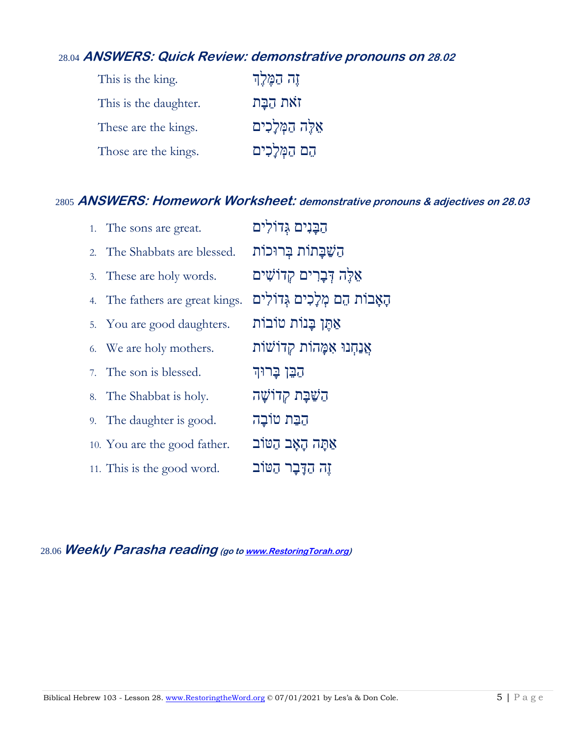## 28.04 ***ANSWERS: Quick Review: demonstrative pronouns on 28.02***

| | |
|---|---|
| This is the king. | זֶה הַמֶּלֶךְ |
| This is the daughter. | זֹאת הַבָּת |
| These are the kings. | אֵלֶּה הַמְּלָכִים |
| Those are the kings. | הֵם הַמְּלָכִים |

## 2805 ***ANSWERS: Homework Worksheet: demonstrative pronouns & adjectives on 28.03***

| | |
|---|---|
| 1. The sons are great. | הַבָּנִים גְּדוֹלִים |
| 2. The Shabbats are blessed. | הַשַּׁבָּתוֹת בְּרוּכוֹת |
| 3. These are holy words. | אֵלֶּה דְּבָרִים קְדוֹשִׁים |
| 4. The fathers are great kings. | הָאָבוֹת הֵם מְלָכִים גְּדוֹלִים |
| 5. You are good daughters. | אַתֶּן בָּנוֹת טוֹבוֹת |
| 6. We are holy mothers. | אֲנַחְנוּ אִמָּהוֹת קְדוֹשׁוֹת |
| 7. The son is blessed. | הַבֵּן בָּרוּךְ |
| 8. The Shabbat is holy. | הַשַּׁבָּת קְדוֹשָׁה |
| 9. The daughter is good. | הַבַּת טוֹבָה |
| 10. You are the good father. | אַתָּה הָאָב הַטּוֹב |
| 11. This is the good word. | זֶה הַדָּבָר הַטּוֹב |

## 28.06 ***Weekly Parasha reading*** *(go to www.RestoringTorah.org)*